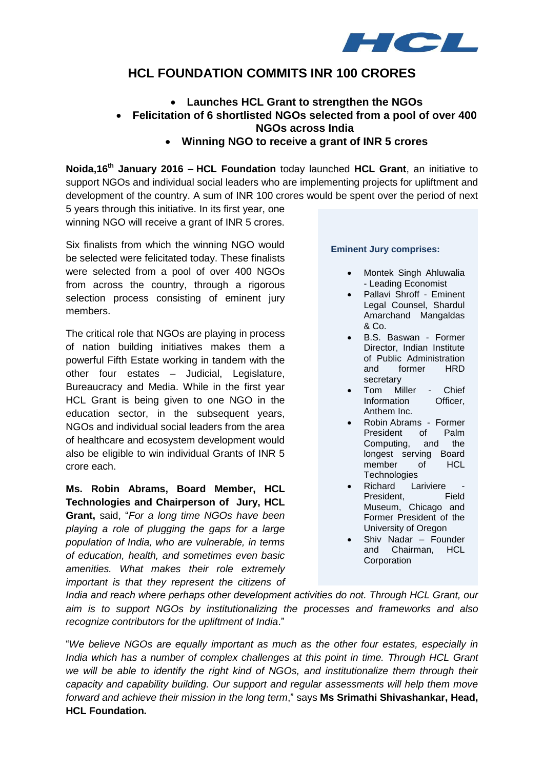# HCL FOUNDATION COMMITS INR 100 CRORES

- **Launches HCL Grant to strengthen the NGOs**
- **Felicitation of 6 shortlisted NGOs selected from a pool of over 400 NGOs across India**
- **Winning NGO to receive a grant of INR 5 crores**

**Noida,16th January 2016 – HCL Foundation** today launched **HCL Grant**, an initiative to support NGOs and individual social leaders who are implementing projects for upliftment and development of the country. A sum of INR 100 crores would be spent over the period of next 5 years through this initiative. In its first year, one winning NGO will receive a grant of INR 5 crores.

Six finalists from which the winning NGO would be selected were felicitated today. These finalists were selected from a pool of over 400 NGOs from across the country, through a rigorous selection process consisting of eminent jury members.

The critical role that NGOs are playing in process of nation building initiatives makes them a powerful Fifth Estate working in tandem with the other four estates – Judicial, Legislature, Bureaucracy and Media. While in the first year HCL Grant is being given to one NGO in the education sector, in the subsequent years, NGOs and individual social leaders from the area of healthcare and ecosystem development would also be eligible to win individual Grants of INR 5 crore each.

**Ms. Robin Abrams, Board Member, HCL Technologies and Chairperson of Jury, HCL Grant,** said, "*For a long time NGOs have been playing a role of plugging the gaps for a large population of India, who are vulnerable, in terms of education, health, and sometimes even basic amenities. What makes their role extremely important is that they represent the citizens of India and reach where perhaps other development activities do not. Through HCL Grant, our aim is to support NGOs by institutionalizing the processes and frameworks and also recognize contributors for the upliftment of India*."

"*We believe NGOs are equally important as much as the other four estates, especially in India which has a number of complex challenges at this point in time. Through HCL Grant we will be able to identify the right kind of NGOs, and institutionalize them through their capacity and capability building. Our support and regular assessments will help them move forward and achieve their mission in the long term*," says **Ms Srimathi Shivashankar, Head, HCL Foundation.**

**Eminent Jury comprises:**

- Montek Singh Ahluwalia - Leading Economist
- Pallavi Shroff - Eminent Legal Counsel, Shardul Amarchand Mangaldas & Co.
- B.S. Baswan - Former Director, Indian Institute of Public Administration and former HRD secretary
- Tom Miller - Chief Information Officer, Anthem Inc.
- Robin Abrams - Former President of Palm Computing, and the longest serving Board member of HCL Technologies
- Richard Lariviere - President, Field Museum, Chicago and Former President of the University of Oregon
- Shiv Nadar – Founder and Chairman, HCL Corporation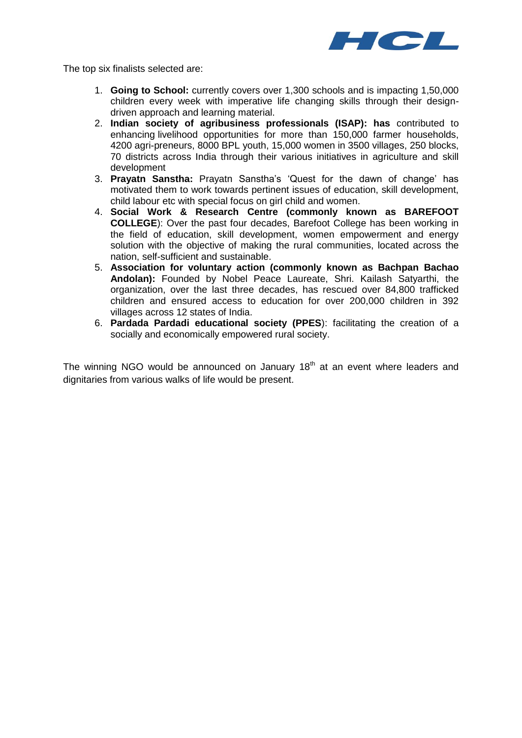The top six finalists selected are:

1. **Going to School:** currently covers over 1,300 schools and is impacting 1,50,000 children every week with imperative life changing skills through their design-driven approach and learning material.
2. **Indian society of agribusiness professionals (ISAP): has** contributed to enhancing livelihood opportunities for more than 150,000 farmer households, 4200 agri-preneurs, 8000 BPL youth, 15,000 women in 3500 villages, 250 blocks, 70 districts across India through their various initiatives in agriculture and skill development
3. **Prayatn Sanstha:** Prayatn Sanstha's 'Quest for the dawn of change' has motivated them to work towards pertinent issues of education, skill development, child labour etc with special focus on girl child and women.
4. **Social Work & Research Centre (commonly known as BAREFOOT COLLEGE**): Over the past four decades, Barefoot College has been working in the field of education, skill development, women empowerment and energy solution with the objective of making the rural communities, located across the nation, self-sufficient and sustainable.
5. **Association for voluntary action (commonly known as Bachpan Bachao Andolan):** Founded by Nobel Peace Laureate, Shri. Kailash Satyarthi, the organization, over the last three decades, has rescued over 84,800 trafficked children and ensured access to education for over 200,000 children in 392 villages across 12 states of India.
6. **Pardada Pardadi educational society (PPES**): facilitating the creation of a socially and economically empowered rural society.

The winning NGO would be announced on January 18th at an event where leaders and dignitaries from various walks of life would be present.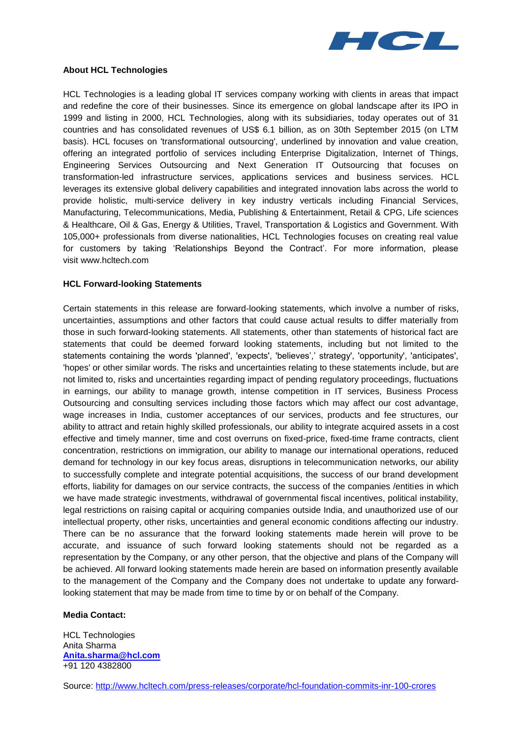### About HCL Technologies

HCL Technologies is a leading global IT services company working with clients in areas that impact and redefine the core of their businesses. Since its emergence on global landscape after its IPO in 1999 and listing in 2000, HCL Technologies, along with its subsidiaries, today operates out of 31 countries and has consolidated revenues of US$ 6.1 billion, as on 30th September 2015 (on LTM basis). HCL focuses on 'transformational outsourcing', underlined by innovation and value creation, offering an integrated portfolio of services including Enterprise Digitalization, Internet of Things, Engineering Services Outsourcing and Next Generation IT Outsourcing that focuses on transformation-led infrastructure services, applications services and business services. HCL leverages its extensive global delivery capabilities and integrated innovation labs across the world to provide holistic, multi-service delivery in key industry verticals including Financial Services, Manufacturing, Telecommunications, Media, Publishing & Entertainment, Retail & CPG, Life sciences & Healthcare, Oil & Gas, Energy & Utilities, Travel, Transportation & Logistics and Government. With 105,000+ professionals from diverse nationalities, HCL Technologies focuses on creating real value for customers by taking 'Relationships Beyond the Contract'. For more information, please visit www.hcltech.com

### HCL Forward-looking Statements

Certain statements in this release are forward-looking statements, which involve a number of risks, uncertainties, assumptions and other factors that could cause actual results to differ materially from those in such forward-looking statements. All statements, other than statements of historical fact are statements that could be deemed forward looking statements, including but not limited to the statements containing the words 'planned', 'expects', 'believes',' strategy', 'opportunity', 'anticipates', 'hopes' or other similar words. The risks and uncertainties relating to these statements include, but are not limited to, risks and uncertainties regarding impact of pending regulatory proceedings, fluctuations in earnings, our ability to manage growth, intense competition in IT services, Business Process Outsourcing and consulting services including those factors which may affect our cost advantage, wage increases in India, customer acceptances of our services, products and fee structures, our ability to attract and retain highly skilled professionals, our ability to integrate acquired assets in a cost effective and timely manner, time and cost overruns on fixed-price, fixed-time frame contracts, client concentration, restrictions on immigration, our ability to manage our international operations, reduced demand for technology in our key focus areas, disruptions in telecommunication networks, our ability to successfully complete and integrate potential acquisitions, the success of our brand development efforts, liability for damages on our service contracts, the success of the companies /entities in which we have made strategic investments, withdrawal of governmental fiscal incentives, political instability, legal restrictions on raising capital or acquiring companies outside India, and unauthorized use of our intellectual property, other risks, uncertainties and general economic conditions affecting our industry. There can be no assurance that the forward looking statements made herein will prove to be accurate, and issuance of such forward looking statements should not be regarded as a representation by the Company, or any other person, that the objective and plans of the Company will be achieved. All forward looking statements made herein are based on information presently available to the management of the Company and the Company does not undertake to update any forward-looking statement that may be made from time to time by or on behalf of the Company.

### Media Contact:

HCL Technologies
Anita Sharma
**Anita.sharma@hcl.com**
+91 120 4382800

Source: http://www.hcltech.com/press-releases/corporate/hcl-foundation-commits-inr-100-crores